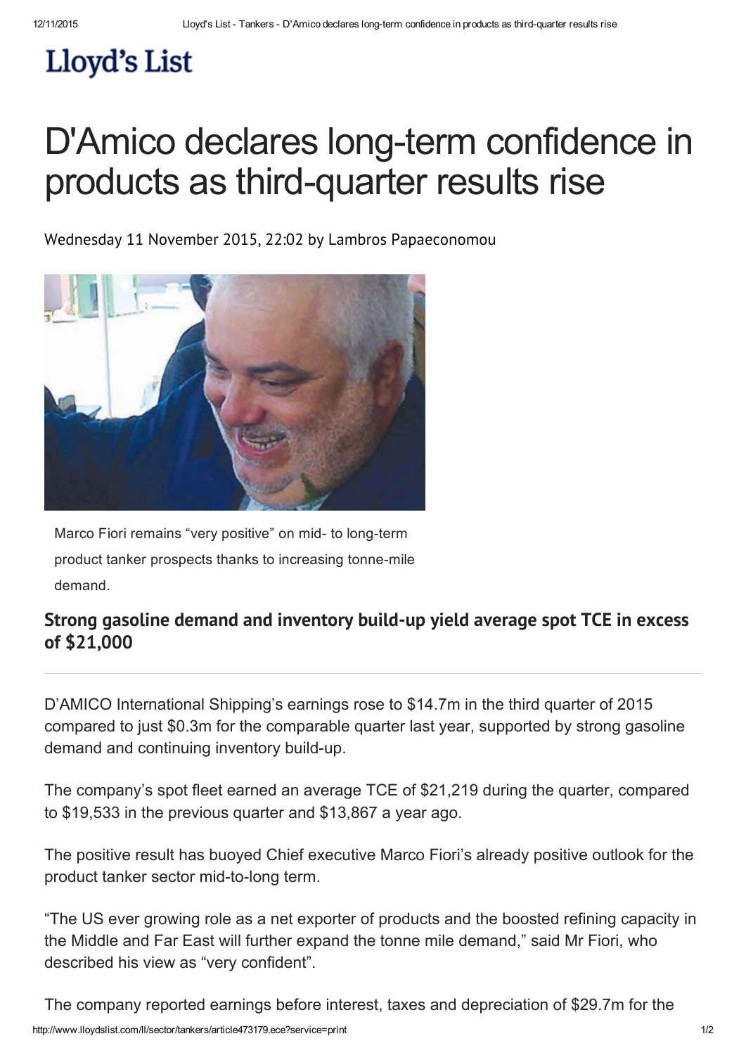Lloyd's List

# D'Amico declares long-term confidence in products as third-quarter results rise

Wednesday 11 November 2015, 22:02 by Lambros Papaeconomou

Marco Fiori remains "very positive" on mid- to long-term product tanker prospects thanks to increasing tonne-mile demand.

## Strong gasoline demand and inventory build-up yield average spot TCE in excess of $21,000

D'AMICO International Shipping's earnings rose to $14.7m in the third quarter of 2015 compared to just $0.3m for the comparable quarter last year, supported by strong gasoline demand and continuing inventory build-up.

The company's spot fleet earned an average TCE of $21,219 during the quarter, compared to $19,533 in the previous quarter and $13,867 a year ago.

The positive result has buoyed Chief executive Marco Fiori's already positive outlook for the product tanker sector mid-to-long term.

"The US ever growing role as a net exporter of products and the boosted refining capacity in the Middle and Far East will further expand the tonne mile demand," said Mr Fiori, who described his view as "very confident".

The company reported earnings before interest, taxes and depreciation of $29.7m for the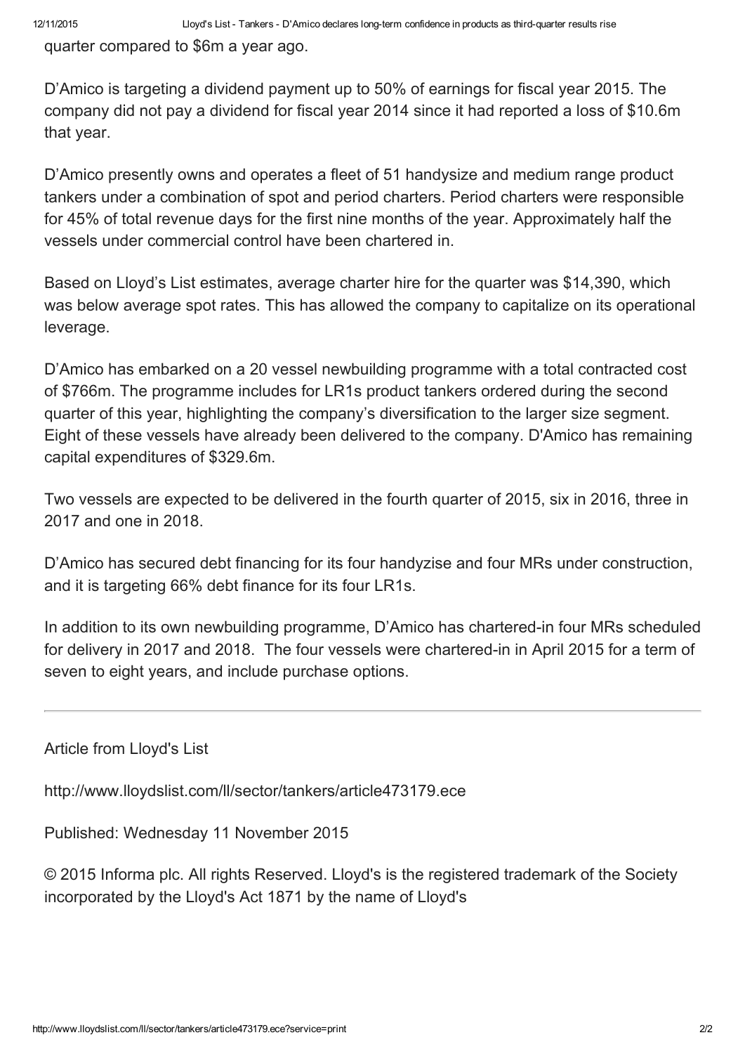quarter compared to $6m a year ago.

D'Amico is targeting a dividend payment up to 50% of earnings for fiscal year 2015. The company did not pay a dividend for fiscal year 2014 since it had reported a loss of $10.6m that year.

D'Amico presently owns and operates a fleet of 51 handysize and medium range product tankers under a combination of spot and period charters. Period charters were responsible for 45% of total revenue days for the first nine months of the year. Approximately half the vessels under commercial control have been chartered in.

Based on Lloyd's List estimates, average charter hire for the quarter was $14,390, which was below average spot rates. This has allowed the company to capitalize on its operational leverage.

D'Amico has embarked on a 20 vessel newbuilding programme with a total contracted cost of $766m. The programme includes for LR1s product tankers ordered during the second quarter of this year, highlighting the company's diversification to the larger size segment. Eight of these vessels have already been delivered to the company. D'Amico has remaining capital expenditures of $329.6m.

Two vessels are expected to be delivered in the fourth quarter of 2015, six in 2016, three in 2017 and one in 2018.

D'Amico has secured debt financing for its four handyzise and four MRs under construction, and it is targeting 66% debt finance for its four LR1s.

In addition to its own newbuilding programme, D'Amico has chartered-in four MRs scheduled for delivery in 2017 and 2018. The four vessels were chartered-in in April 2015 for a term of seven to eight years, and include purchase options.

---

Article from Lloyd's List

http://www.lloydslist.com/ll/sector/tankers/article473179.ece

Published: Wednesday 11 November 2015

© 2015 Informa plc. All rights Reserved. Lloyd's is the registered trademark of the Society incorporated by the Lloyd's Act 1871 by the name of Lloyd's